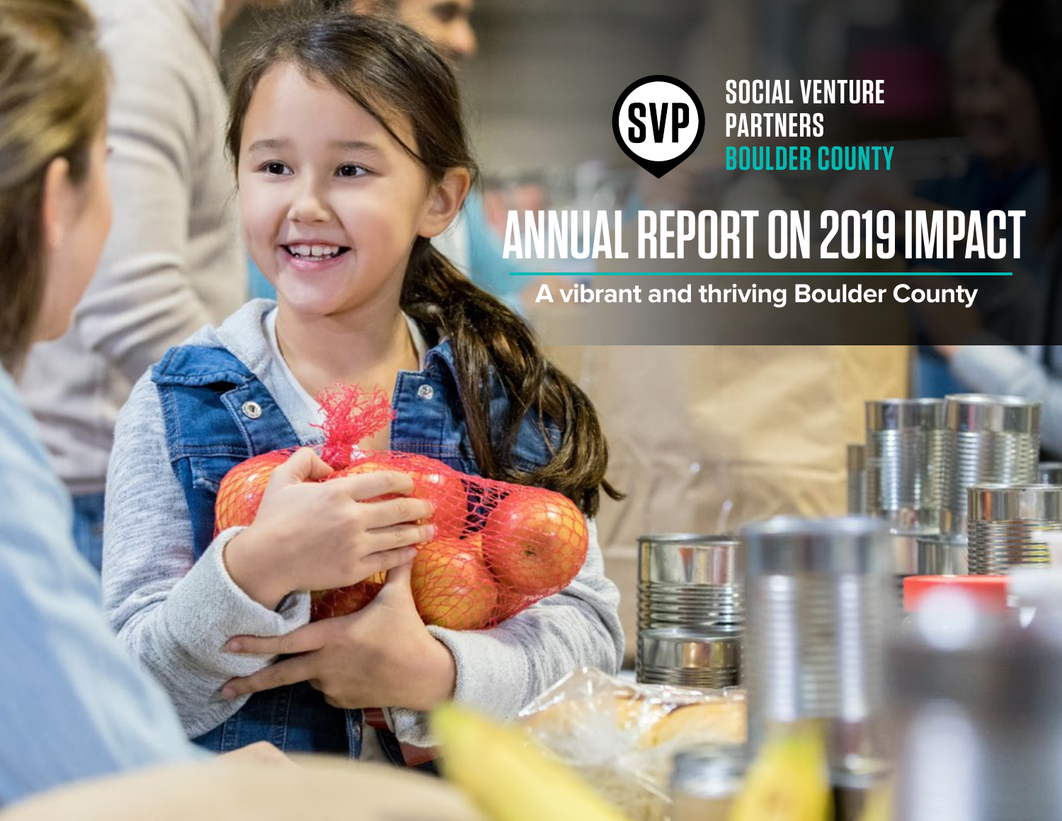SVP

SOCIAL VENTURE PARTNERS
BOULDER COUNTY

# ANNUAL REPORT ON 2019 IMPACT

**A vibrant and thriving Boulder County**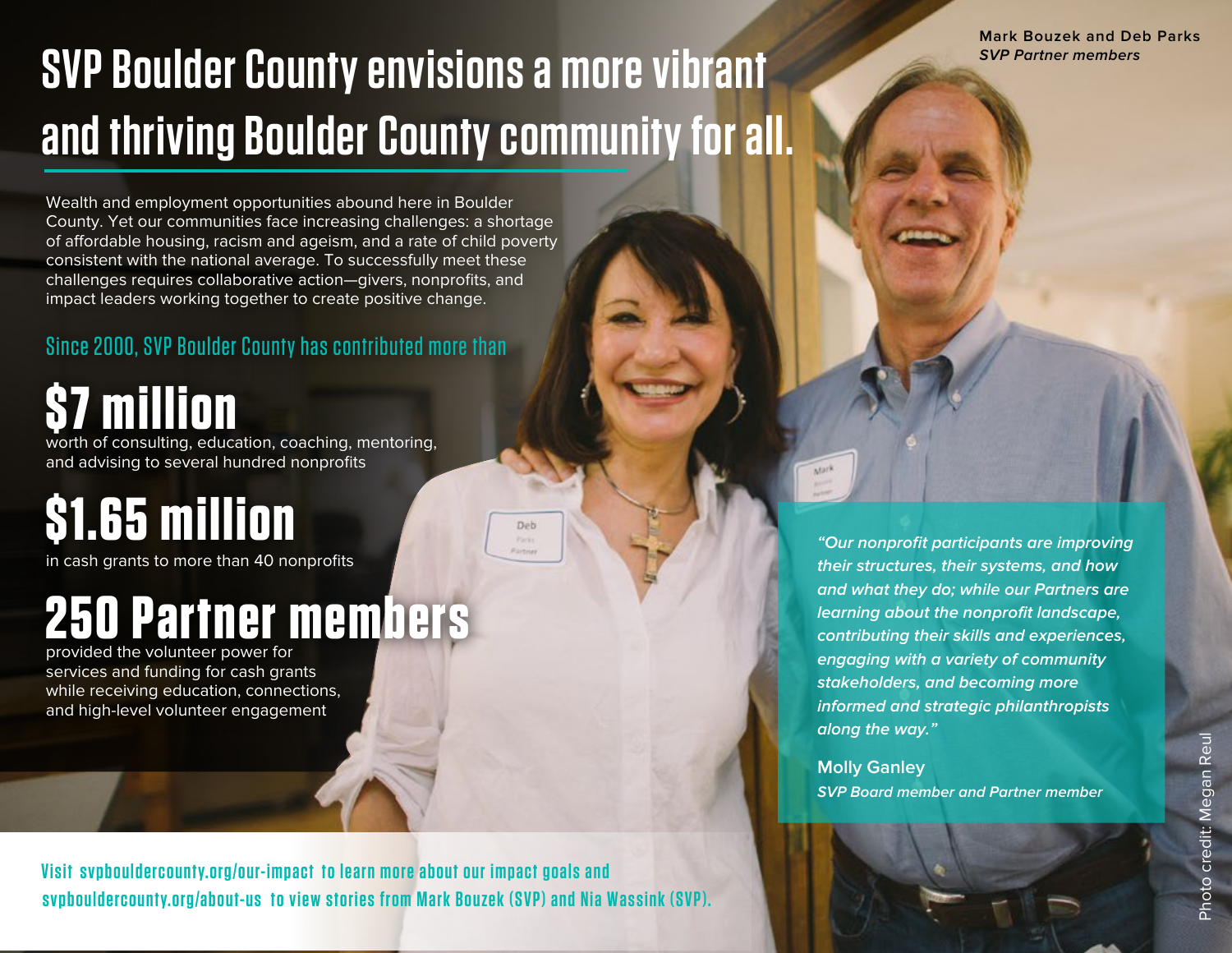# SVP Boulder County envisions a more vibrant and thriving Boulder County community for all.

Wealth and employment opportunities abound here in Boulder County. Yet our communities face increasing challenges: a shortage of affordable housing, racism and ageism, and a rate of child poverty consistent with the national average. To successfully meet these challenges requires collaborative action—givers, nonprofits, and impact leaders working together to create positive change.

Since 2000, SVP Boulder County has contributed more than

## $7 million

worth of consulting, education, coaching, mentoring, and advising to several hundred nonprofits

## $1.65 million

in cash grants to more than 40 nonprofits

## 250 Partner members

provided the volunteer power for services and funding for cash grants while receiving education, connections, and high-level volunteer engagement

**Mark Bouzek and Deb Parks**
***SVP Partner members***

*"Our nonprofit participants are improving their structures, their systems, and how and what they do; while our Partners are learning about the nonprofit landscape, contributing their skills and experiences, engaging with a variety of community stakeholders, and becoming more informed and strategic philanthropists along the way."*

**Molly Ganley**
*SVP Board member and Partner member*

Photo credit: Megan Reul

Visit svpbouldercounty.org/our-impact to learn more about our impact goals and svpbouldercounty.org/about-us to view stories from Mark Bouzek (SVP) and Nia Wassink (SVP).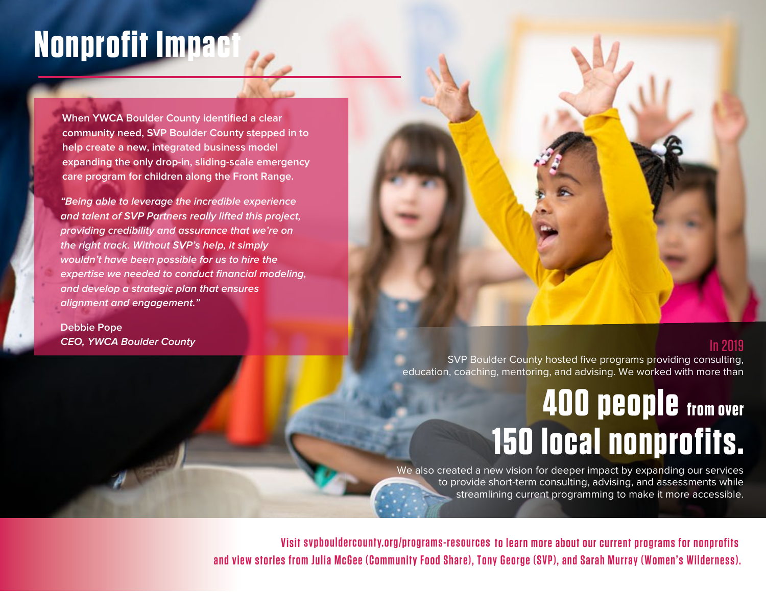# Nonprofit Impact

**When YWCA Boulder County identified a clear community need, SVP Boulder County stepped in to help create a new, integrated business model expanding the only drop-in, sliding-scale emergency care program for children along the Front Range.**

***"Being able to leverage the incredible experience and talent of SVP Partners really lifted this project, providing credibility and assurance that we're on the right track. Without SVP's help, it simply wouldn't have been possible for us to hire the expertise we needed to conduct financial modeling, and develop a strategic plan that ensures alignment and engagement."***

**Debbie Pope**
***CEO, YWCA Boulder County***

## In 2019

SVP Boulder County hosted five programs providing consulting, education, coaching, mentoring, and advising. We worked with more than

## 400 people from over 150 local nonprofits.

We also created a new vision for deeper impact by expanding our services to provide short-term consulting, advising, and assessments while streamlining current programming to make it more accessible.

Visit svpbouldercounty.org/programs-resources to learn more about our current programs for nonprofits and view stories from Julia McGee (Community Food Share), Tony George (SVP), and Sarah Murray (Women's Wilderness).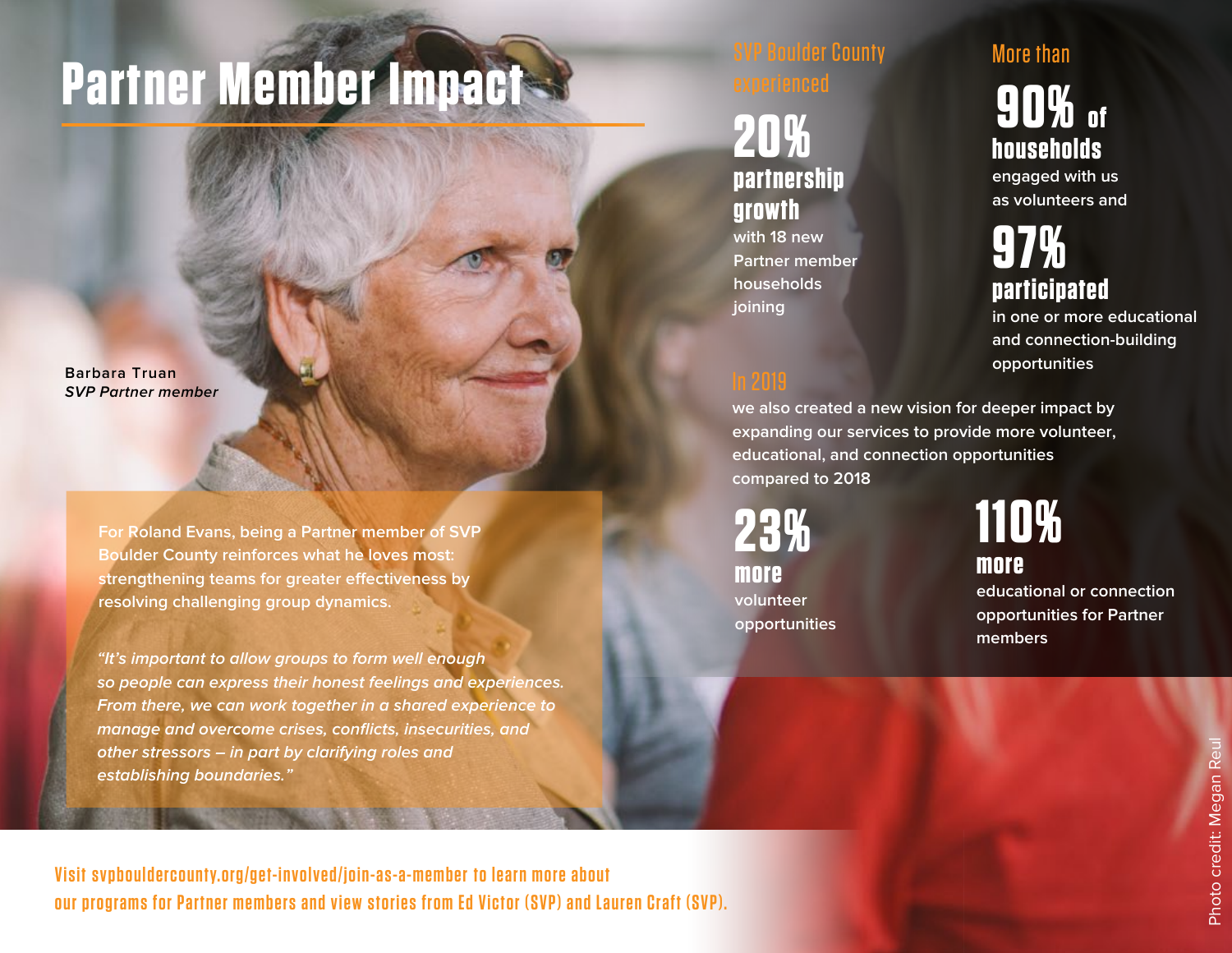# Partner Member Impact

Barbara Truan
*SVP Partner member*

For Roland Evans, being a Partner member of SVP Boulder County reinforces what he loves most: strengthening teams for greater effectiveness by resolving challenging group dynamics.

*"It's important to allow groups to form well enough so people can express their honest feelings and experiences. From there, we can work together in a shared experience to manage and overcome crises, conflicts, insecurities, and other stressors – in part by clarifying roles and establishing boundaries."*

SVP Boulder County experienced

**20% partnership growth**

with 18 new Partner member households joining

More than

**90% of households**

engaged with us as volunteers and

**97% participated**

in one or more educational and connection-building opportunities

In 2019

we also created a new vision for deeper impact by expanding our services to provide more volunteer, educational, and connection opportunities compared to 2018

**23% more**

volunteer opportunities

**110% more**

educational or connection opportunities for Partner members

Visit svpbouldercounty.org/get-involved/join-as-a-member to learn more about our programs for Partner members and view stories from Ed Victor (SVP) and Lauren Craft (SVP).

Photo credit: Megan Reul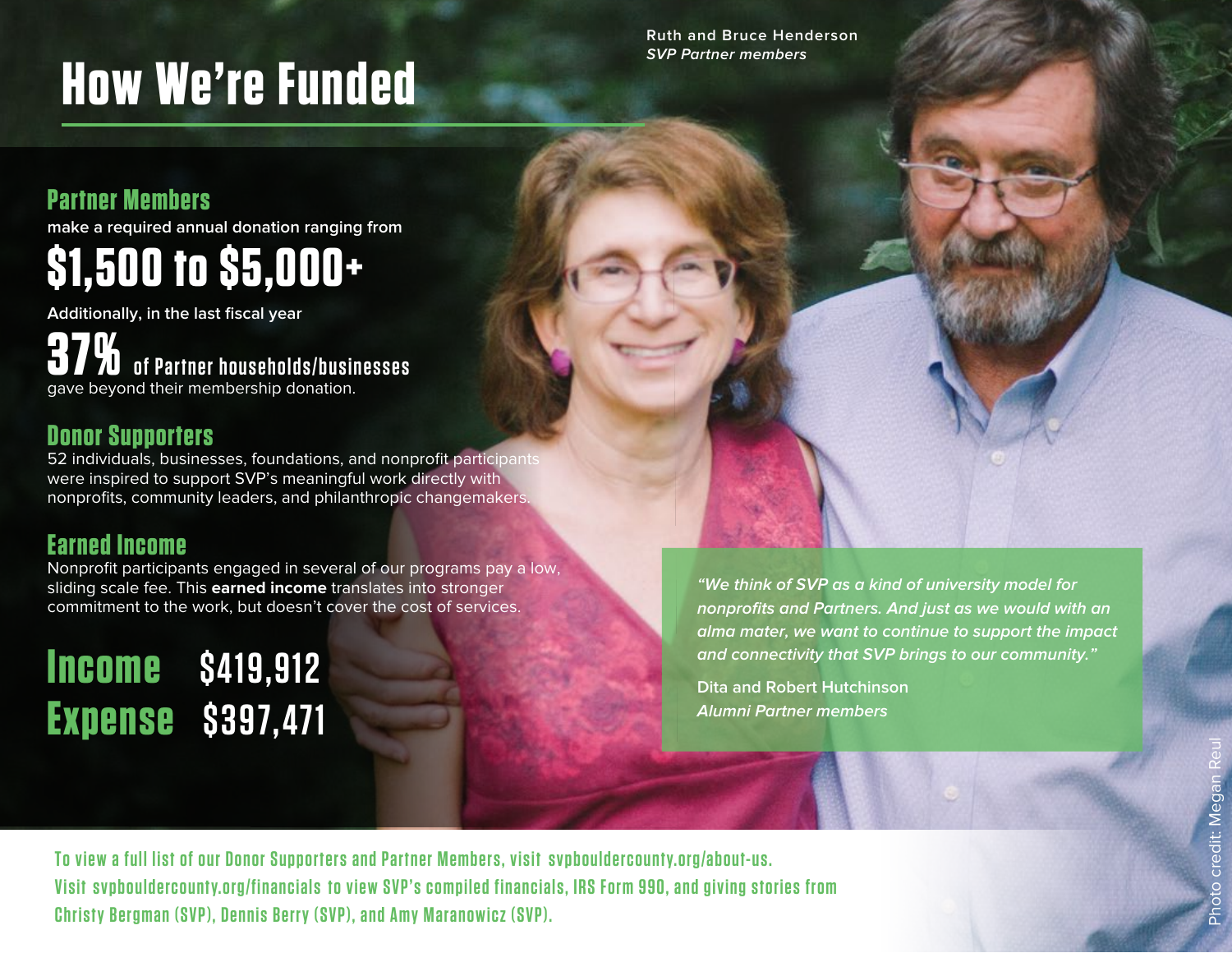# How We're Funded

Ruth and Bruce Henderson
*SVP Partner members*

## Partner Members

make a required annual donation ranging from

**$1,500 to $5,000+**

Additionally, in the last fiscal year

**37%** of Partner households/businesses gave beyond their membership donation.

## Donor Supporters

52 individuals, businesses, foundations, and nonprofit participants were inspired to support SVP's meaningful work directly with nonprofits, community leaders, and philanthropic changemakers.

## Earned Income

Nonprofit participants engaged in several of our programs pay a low, sliding scale fee. This **earned income** translates into stronger commitment to the work, but doesn't cover the cost of services.

**Income** $419,912

**Expense** $397,471

> *"We think of SVP as a kind of university model for nonprofits and Partners. And just as we would with an alma mater, we want to continue to support the impact and connectivity that SVP brings to our community."*
>
> Dita and Robert Hutchinson
> *Alumni Partner members*

To view a full list of our Donor Supporters and Partner Members, visit svpbouldercounty.org/about-us.
Visit svpbouldercounty.org/financials to view SVP's compiled financials, IRS Form 990, and giving stories from Christy Bergman (SVP), Dennis Berry (SVP), and Amy Maranowicz (SVP).

Photo credit: Megan Reul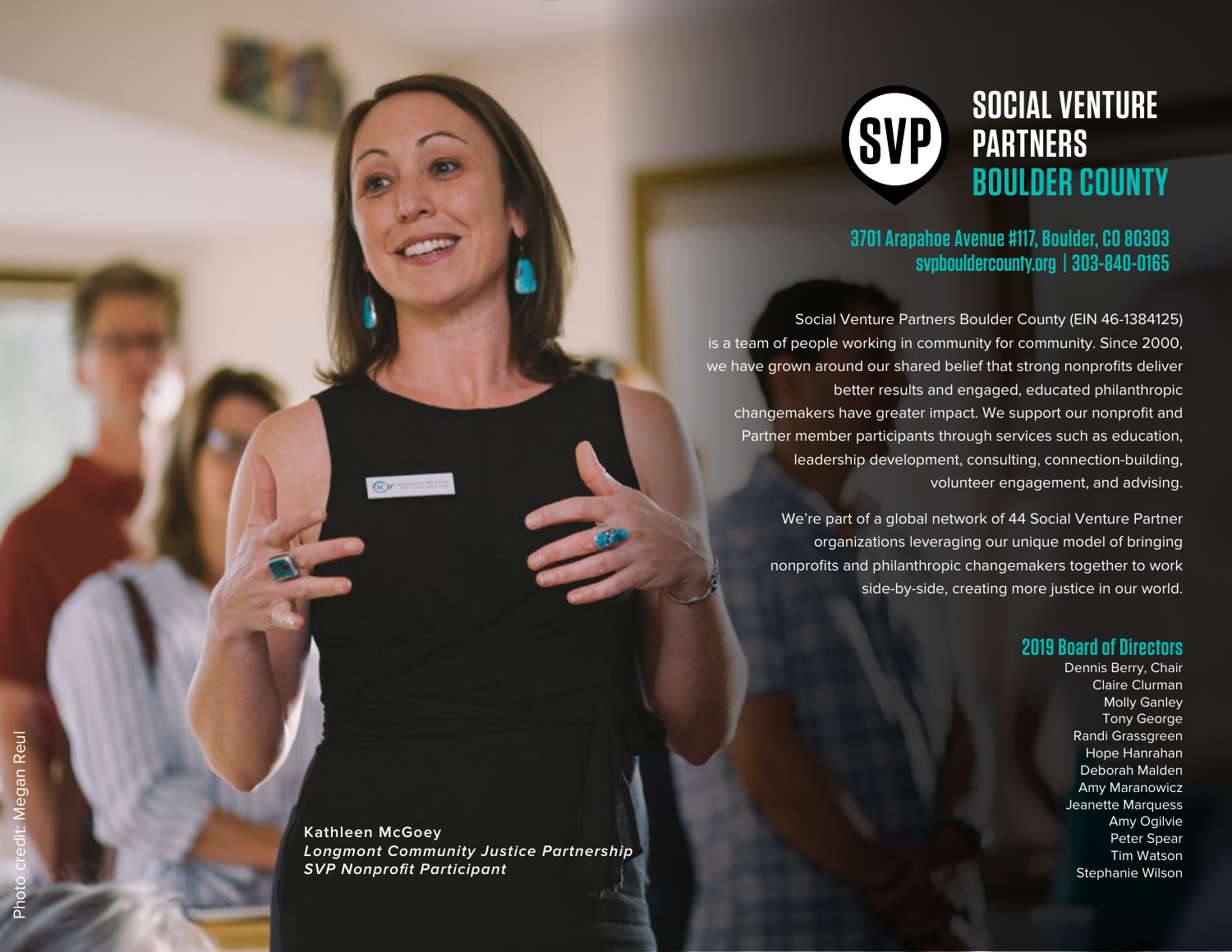# SOCIAL VENTURE PARTNERS BOULDER COUNTY

**3701 Arapahoe Avenue #117, Boulder, CO 80303**
**svpbouldercounty.org | 303-840-0165**

Social Venture Partners Boulder County (EIN 46-1384125) is a team of people working in community for community. Since 2000, we have grown around our shared belief that strong nonprofits deliver better results and engaged, educated philanthropic changemakers have greater impact. We support our nonprofit and Partner member participants through services such as education, leadership development, consulting, connection-building, volunteer engagement, and advising.

We're part of a global network of 44 Social Venture Partner organizations leveraging our unique model of bringing nonprofits and philanthropic changemakers together to work side-by-side, creating more justice in our world.

## 2019 Board of Directors

Dennis Berry, Chair
Claire Clurman
Molly Ganley
Tony George
Randi Grassgreen
Hope Hanrahan
Deborah Malden
Amy Maranowicz
Jeanette Marquess
Amy Ogilvie
Peter Spear
Tim Watson
Stephanie Wilson

**Kathleen McGoey**
***Longmont Community Justice Partnership***
***SVP Nonprofit Participant***

Photo credit: Megan Reul